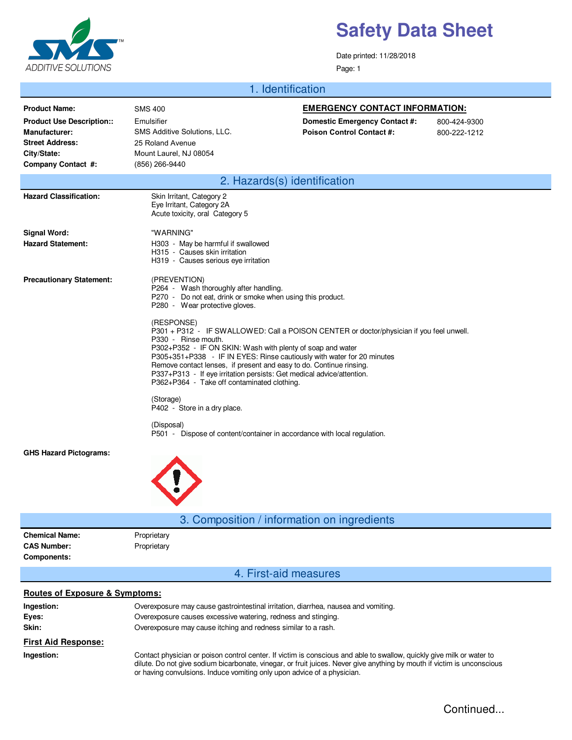SMS ADDITIVE SOLUTIONS

# Safety Data Sheet

Date printed: 11/28/2018

## 1. Identification

**Product Name:** SMS 400
**Product Use Description::** Emulsifier
**Manufacturer:** SMS Additive Solutions, LLC.
**Street Address:** 25 Roland Avenue
**City/State:** Mount Laurel, NJ 08054
**Company Contact #:** (856) 266-9440

**EMERGENCY CONTACT INFORMATION:**

**Domestic Emergency Contact #:** 800-424-9300
**Poison Control Contact #:** 800-222-1212

## 2. Hazards(s) identification

**Hazard Classification:**
Skin Irritant, Category 2
Eye Irritant, Category 2A
Acute toxicity, oral Category 5

**Signal Word:** "WARNING"

**Hazard Statement:**
H303 - May be harmful if swallowed
H315 - Causes skin irritation
H319 - Causes serious eye irritation

**Precautionary Statement:**

(PREVENTION)
P264 - Wash thoroughly after handling.
P270 - Do not eat, drink or smoke when using this product.
P280 - Wear protective gloves.

(RESPONSE)
P301 + P312 - IF SWALLOWED: Call a POISON CENTER or doctor/physician if you feel unwell.
P330 - Rinse mouth.
P302+P352 - IF ON SKIN: Wash with plenty of soap and water
P305+351+P338 - IF IN EYES: Rinse cautiously with water for 20 minutes
Remove contact lenses, if present and easy to do. Continue rinsing.
P337+P313 - If eye irritation persists: Get medical advice/attention.
P362+P364 - Take off contaminated clothing.

(Storage)
P402 - Store in a dry place.

(Disposal)
P501 - Dispose of content/container in accordance with local regulation.

**GHS Hazard Pictograms:**

## 3. Composition / information on ingredients

**Chemical Name:** Proprietary
**CAS Number:** Proprietary
**Components:**

## 4. First-aid measures

**Routes of Exposure & Symptoms:**

**Ingestion:** Overexposure may cause gastrointestinal irritation, diarrhea, nausea and vomiting.
**Eyes:** Overexposure causes excessive watering, redness and stinging.
**Skin:** Overexposure may cause itching and redness similar to a rash.

**First Aid Response:**

**Ingestion:** Contact physician or poison control center. If victim is conscious and able to swallow, quickly give milk or water to dilute. Do not give sodium bicarbonate, vinegar, or fruit juices. Never give anything by mouth if victim is unconscious or having convulsions. Induce vomiting only upon advice of a physician.

Continued...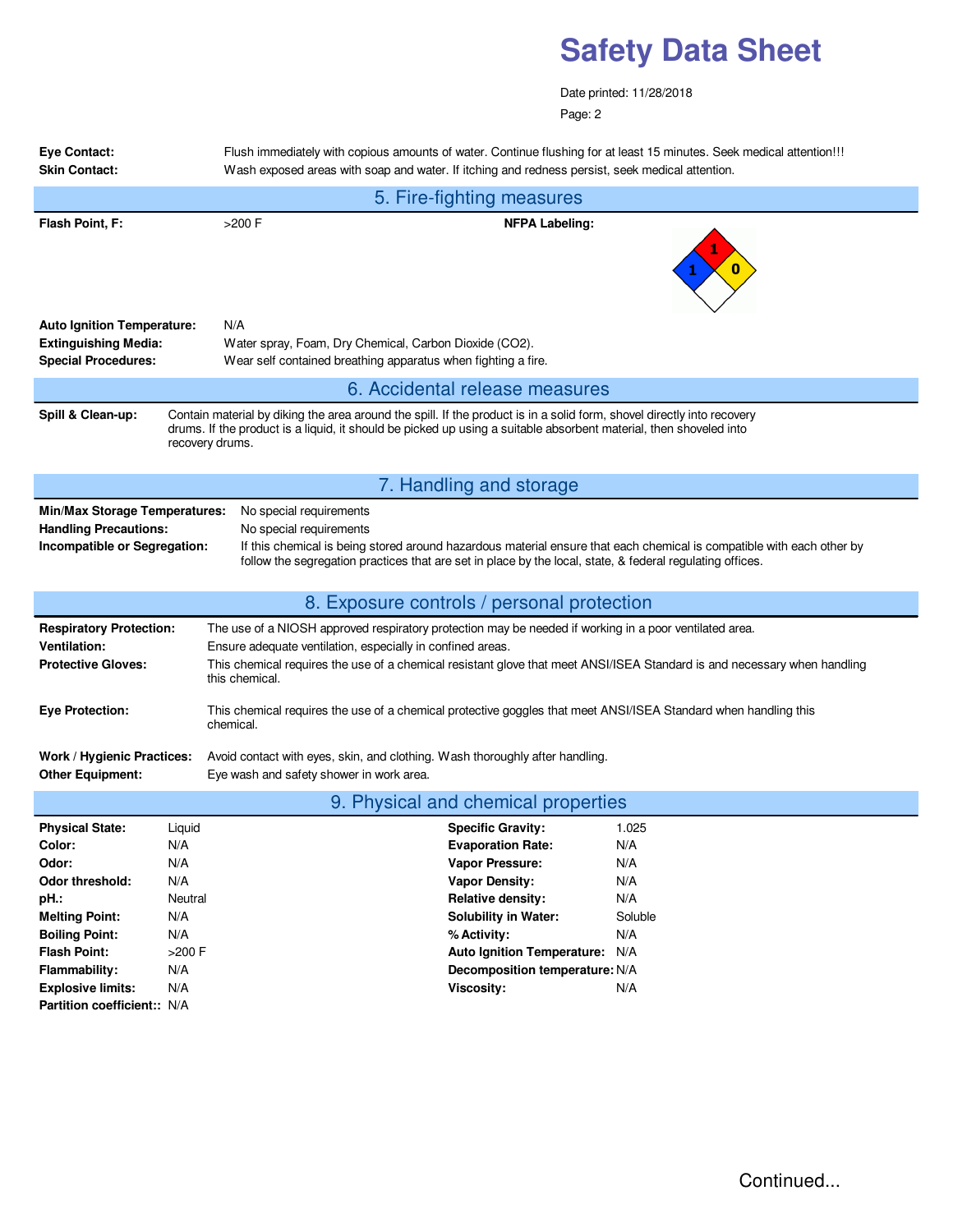**Eye Contact:** Flush immediately with copious amounts of water. Continue flushing for at least 15 minutes. Seek medical attention!!!

**Skin Contact:** Wash exposed areas with soap and water. If itching and redness persist, seek medical attention.

## 5. Fire-fighting measures

**Flash Point, F:** >200 F

**NFPA Labeling:** Health: 1, Flammability: 1, Instability: 0

**Auto Ignition Temperature:** N/A

**Extinguishing Media:** Water spray, Foam, Dry Chemical, Carbon Dioxide ($CO_2$).

**Special Procedures:** Wear self contained breathing apparatus when fighting a fire.

## 6. Accidental release measures

**Spill & Clean-up:** Contain material by diking the area around the spill. If the product is in a solid form, shovel directly into recovery drums. If the product is a liquid, it should be picked up using a suitable absorbent material, then shoveled into recovery drums.

## 7. Handling and storage

**Min/Max Storage Temperatures:** No special requirements

**Handling Precautions:** No special requirements

**Incompatible or Segregation:** If this chemical is being stored around hazardous material ensure that each chemical is compatible with each other by follow the segregation practices that are set in place by the local, state, & federal regulating offices.

## 8. Exposure controls / personal protection

**Respiratory Protection:** The use of a NIOSH approved respiratory protection may be needed if working in a poor ventilated area.

**Ventilation:** Ensure adequate ventilation, especially in confined areas.

**Protective Gloves:** This chemical requires the use of a chemical resistant glove that meet ANSI/ISEA Standard is and necessary when handling this chemical.

**Eye Protection:** This chemical requires the use of a chemical protective goggles that meet ANSI/ISEA Standard when handling this chemical.

**Work / Hygienic Practices:** Avoid contact with eyes, skin, and clothing. Wash thoroughly after handling.

**Other Equipment:** Eye wash and safety shower in work area.

## 9. Physical and chemical properties

| Property | Value | Property | Value |
|---|---|---|---|
| **Physical State:** | Liquid | **Specific Gravity:** | 1.025 |
| **Color:** | N/A | **Evaporation Rate:** | N/A |
| **Odor:** | N/A | **Vapor Pressure:** | N/A |
| **Odor threshold:** | N/A | **Vapor Density:** | N/A |
| **pH.:** | Neutral | **Relative density:** | N/A |
| **Melting Point:** | N/A | **Solubility in Water:** | Soluble |
| **Boiling Point:** | N/A | **% Activity:** | N/A |
| **Flash Point:** | >200 F | **Auto Ignition Temperature:** | N/A |
| **Flammability:** | N/A | **Decomposition temperature:** | N/A |
| **Explosive limits:** | N/A | **Viscosity:** | N/A |
| **Partition coefficient::** | N/A | | |

Continued...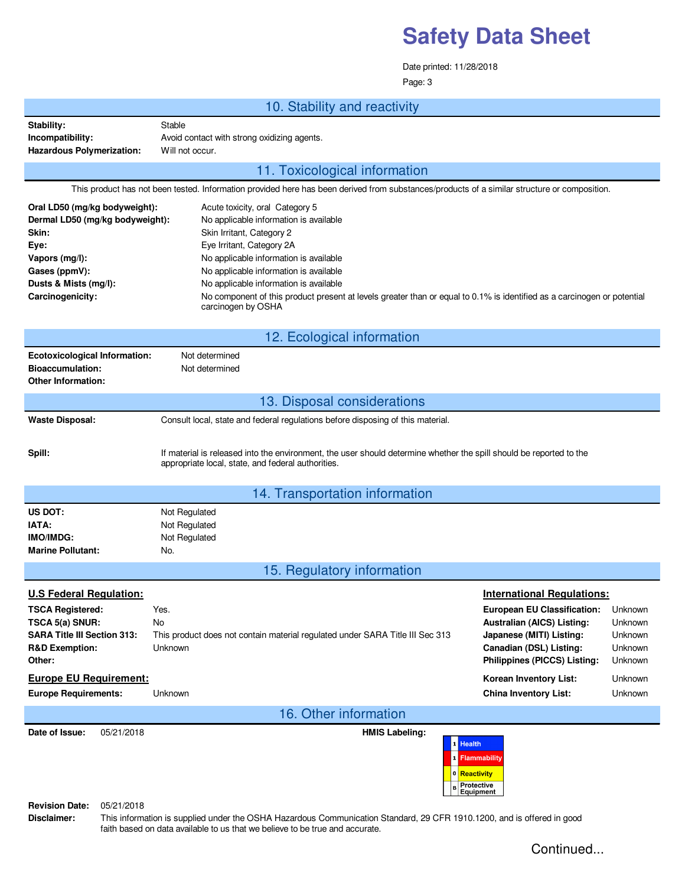## 10. Stability and reactivity

**Stability:** Stable
**Incompatibility:** Avoid contact with strong oxidizing agents.
**Hazardous Polymerization:** Will not occur.

## 11. Toxicological information

This product has not been tested. Information provided here has been derived from substances/products of a similar structure or composition.

**Oral LD50 (mg/kg bodyweight):** Acute toxicity, oral Category 5
**Dermal LD50 (mg/kg bodyweight):** No applicable information is available
**Skin:** Skin Irritant, Category 2
**Eye:** Eye Irritant, Category 2A
**Vapors (mg/l):** No applicable information is available
**Gases (ppmV):** No applicable information is available
**Dusts & Mists (mg/l):** No applicable information is available
**Carcinogenicity:** No component of this product present at levels greater than or equal to 0.1% is identified as a carcinogen or potential carcinogen by OSHA

## 12. Ecological information

**Ecotoxicological Information:** Not determined
**Bioaccumulation:** Not determined
**Other Information:**

## 13. Disposal considerations

**Waste Disposal:** Consult local, state and federal regulations before disposing of this material.

**Spill:** If material is released into the environment, the user should determine whether the spill should be reported to the appropriate local, state, and federal authorities.

## 14. Transportation information

**US DOT:** Not Regulated
**IATA:** Not Regulated
**IMO/IMDG:** Not Regulated
**Marine Pollutant:** No.

## 15. Regulatory information

**U.S Federal Regulation:**

**TSCA Registered:** Yes.
**TSCA 5(a) SNUR:** No
**SARA Title III Section 313:** This product does not contain material regulated under SARA Title III Sec 313
**R&D Exemption:** Unknown
**Other:**

**Europe EU Requirement:**

**Europe Requirements:** Unknown

**International Regulations:**

**European EU Classification:** Unknown
**Australian (AICS) Listing:** Unknown
**Japanese (MITI) Listing:** Unknown
**Canadian (DSL) Listing:** Unknown
**Philippines (PICCS) Listing:** Unknown
**Korean Inventory List:** Unknown
**China Inventory List:** Unknown

## 16. Other information

**Date of Issue:** 05/21/2018

**HMIS Labeling:**

| | |
|---|---|
| 1 | Health |
| 1 | Flammability |
| 0 | Reactivity |
| B | Protective Equipment |

**Revision Date:** 05/21/2018
**Disclaimer:** This information is supplied under the OSHA Hazardous Communication Standard, 29 CFR 1910.1200, and is offered in good faith based on data available to us that we believe to be true and accurate.

Continued...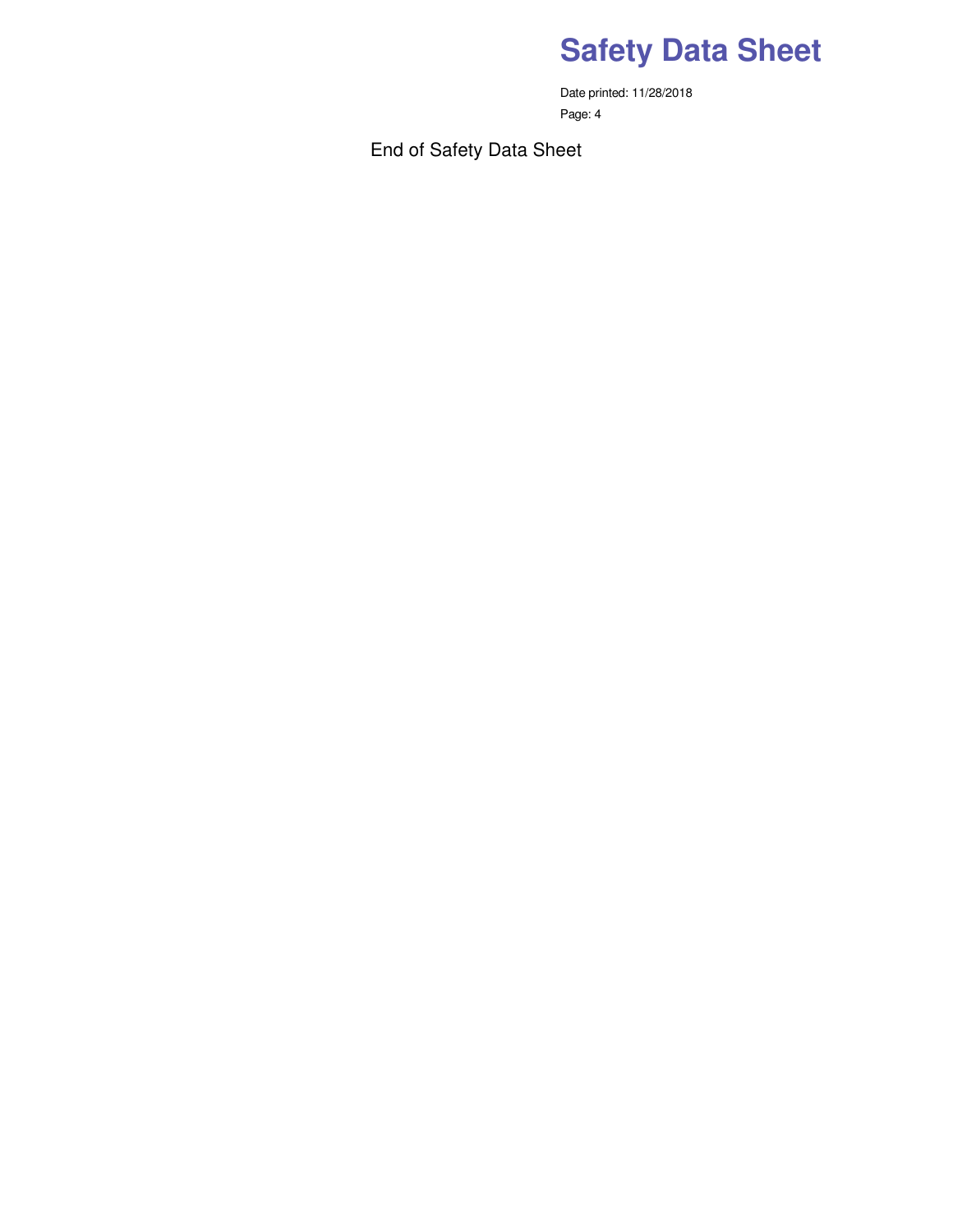End of Safety Data Sheet